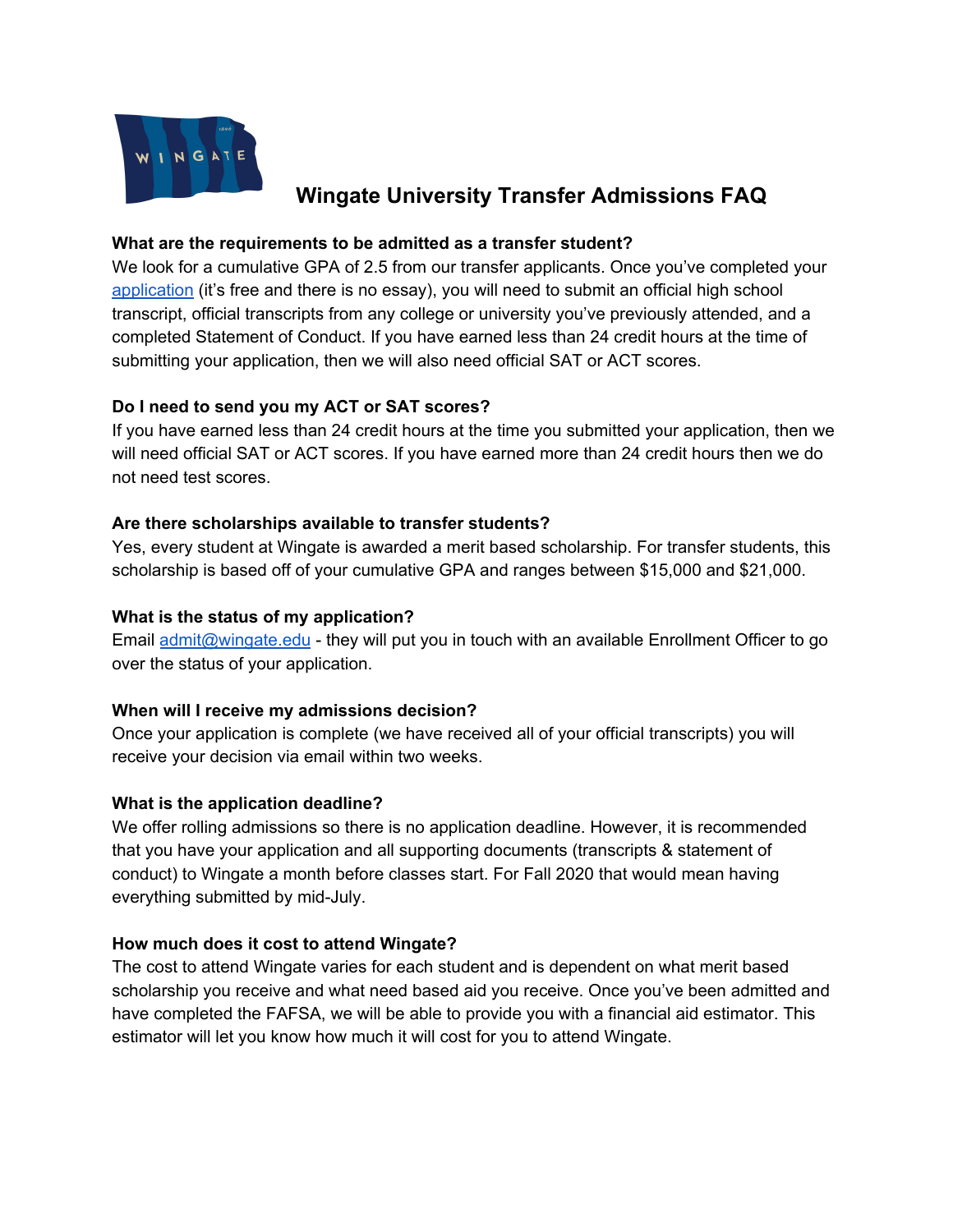# Wingate University Transfer Admissions FAQ

**What are the requirements to be admitted as a transfer student?**

We look for a cumulative GPA of 2.5 from our transfer applicants. Once you've completed your [application](application) (it's free and there is no essay), you will need to submit an official high school transcript, official transcripts from any college or university you've previously attended, and a completed Statement of Conduct. If you have earned less than 24 credit hours at the time of submitting your application, then we will also need official SAT or ACT scores.

**Do I need to send you my ACT or SAT scores?**

If you have earned less than 24 credit hours at the time you submitted your application, then we will need official SAT or ACT scores. If you have earned more than 24 credit hours then we do not need test scores.

**Are there scholarships available to transfer students?**

Yes, every student at Wingate is awarded a merit based scholarship. For transfer students, this scholarship is based off of your cumulative GPA and ranges between $15,000 and $21,000.

**What is the status of my application?**

Email admit@wingate.edu - they will put you in touch with an available Enrollment Officer to go over the status of your application.

**When will I receive my admissions decision?**

Once your application is complete (we have received all of your official transcripts) you will receive your decision via email within two weeks.

**What is the application deadline?**

We offer rolling admissions so there is no application deadline. However, it is recommended that you have your application and all supporting documents (transcripts & statement of conduct) to Wingate a month before classes start. For Fall 2020 that would mean having everything submitted by mid-July.

**How much does it cost to attend Wingate?**

The cost to attend Wingate varies for each student and is dependent on what merit based scholarship you receive and what need based aid you receive. Once you've been admitted and have completed the FAFSA, we will be able to provide you with a financial aid estimator. This estimator will let you know how much it will cost for you to attend Wingate.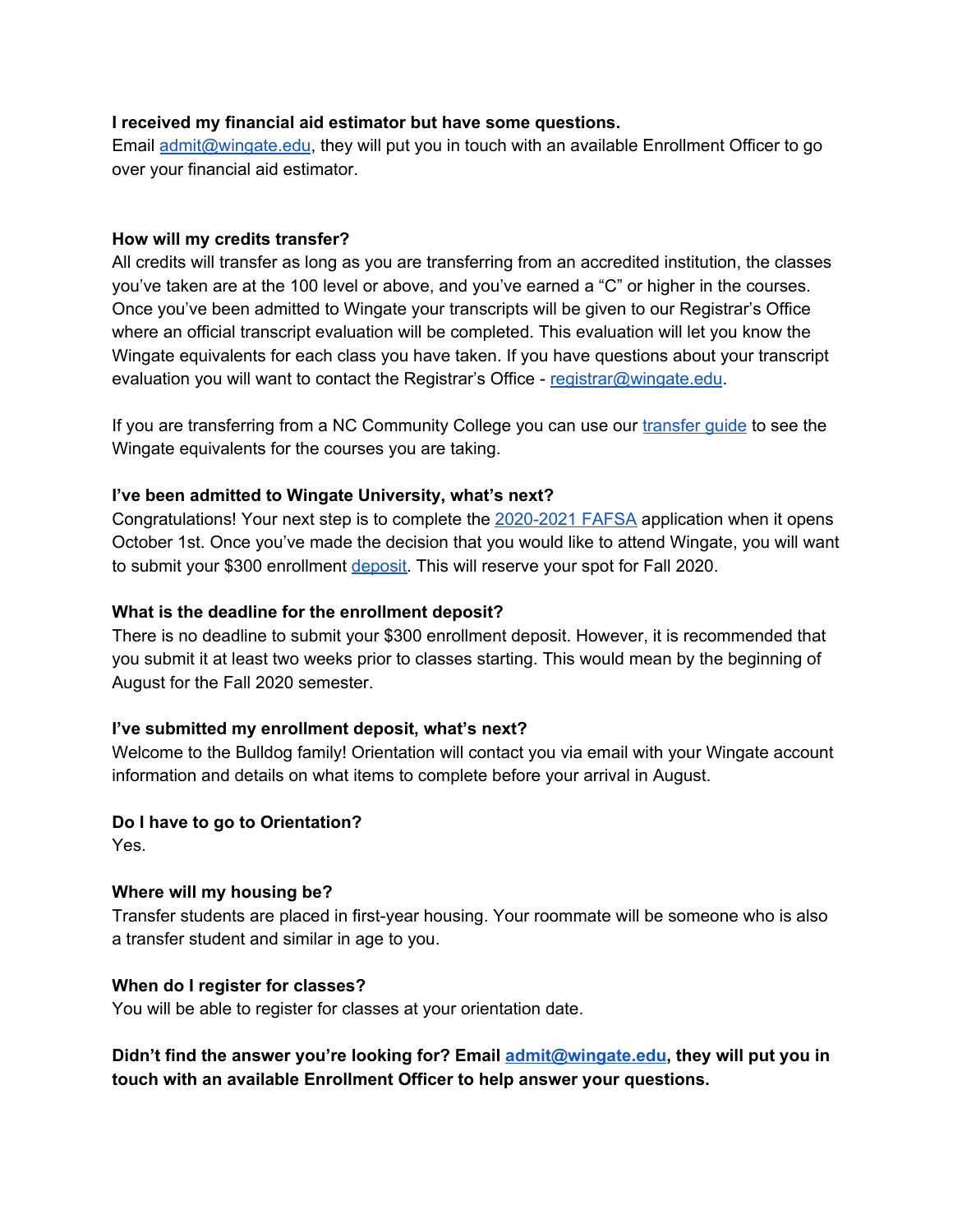**I received my financial aid estimator but have some questions.**
Email admit@wingate.edu, they will put you in touch with an available Enrollment Officer to go over your financial aid estimator.

**How will my credits transfer?**
All credits will transfer as long as you are transferring from an accredited institution, the classes you've taken are at the 100 level or above, and you've earned a "C" or higher in the courses. Once you've been admitted to Wingate your transcripts will be given to our Registrar's Office where an official transcript evaluation will be completed. This evaluation will let you know the Wingate equivalents for each class you have taken. If you have questions about your transcript evaluation you will want to contact the Registrar's Office - registrar@wingate.edu.

If you are transferring from a NC Community College you can use our transfer guide to see the Wingate equivalents for the courses you are taking.

**I've been admitted to Wingate University, what's next?**
Congratulations! Your next step is to complete the 2020-2021 FAFSA application when it opens October 1st. Once you've made the decision that you would like to attend Wingate, you will want to submit your $300 enrollment deposit. This will reserve your spot for Fall 2020.

**What is the deadline for the enrollment deposit?**
There is no deadline to submit your $300 enrollment deposit. However, it is recommended that you submit it at least two weeks prior to classes starting. This would mean by the beginning of August for the Fall 2020 semester.

**I've submitted my enrollment deposit, what's next?**
Welcome to the Bulldog family! Orientation will contact you via email with your Wingate account information and details on what items to complete before your arrival in August.

**Do I have to go to Orientation?**
Yes.

**Where will my housing be?**
Transfer students are placed in first-year housing. Your roommate will be someone who is also a transfer student and similar in age to you.

**When do I register for classes?**
You will be able to register for classes at your orientation date.

**Didn't find the answer you're looking for? Email admit@wingate.edu, they will put you in touch with an available Enrollment Officer to help answer your questions.**